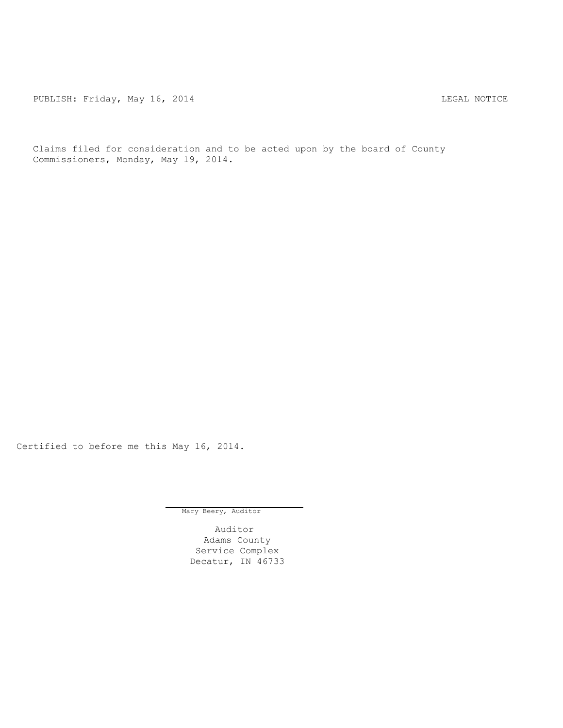PUBLISH: Friday, May 16, 2014 LEGAL NOTICE

Claims filed for consideration and to be acted upon by the board of County Commissioners, Monday, May 19, 2014.

Certified to before me this May 16, 2014.

Mary Beery, Auditor

Auditor  
Adams County  
Service Complex  
Decatur, IN 46733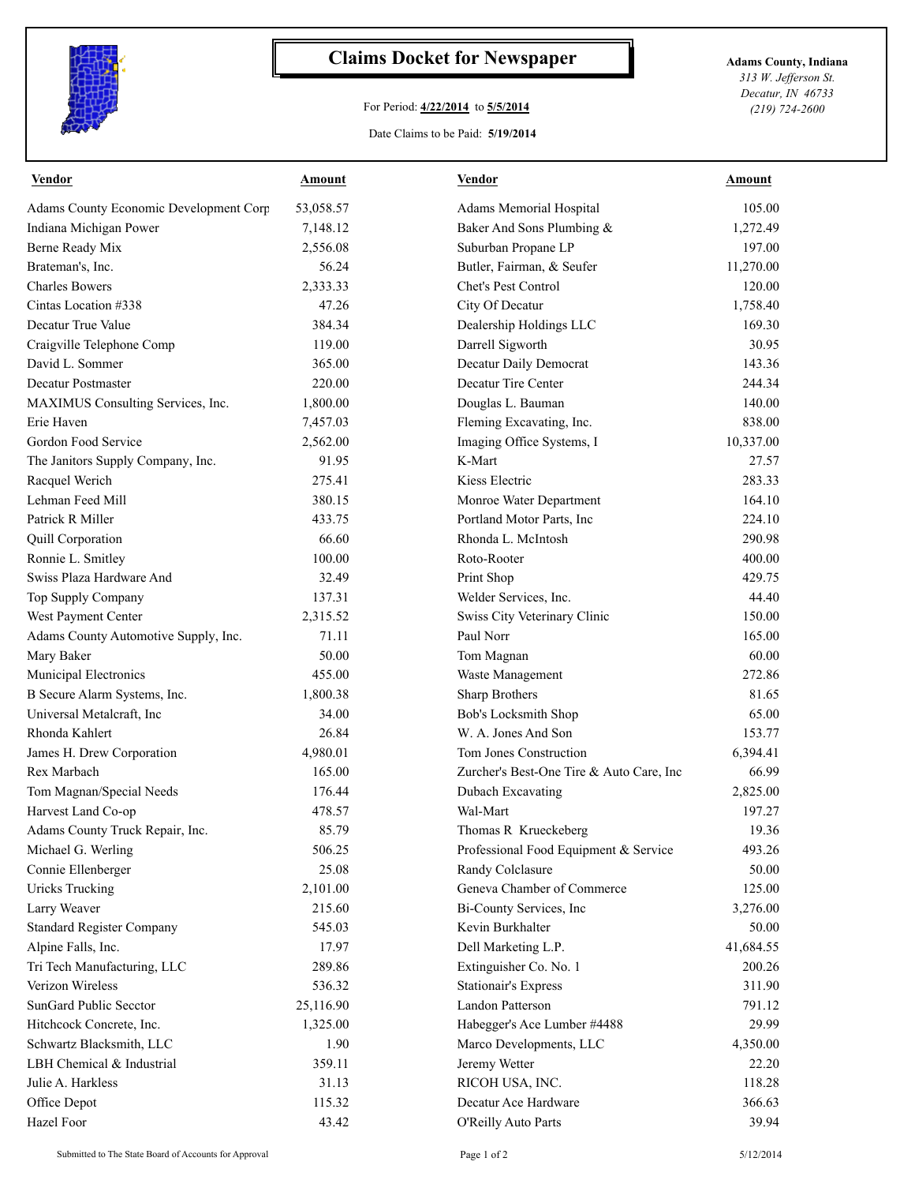# Claims Docket for Newspaper

For Period: **4/22/2014** to **5/5/2014**

Date Claims to be Paid: **5/19/2014**

**Adams County, Indiana**
*313 W. Jefferson St.*
*Decatur, IN 46733*
*(219) 724-2600*

| Vendor | Amount | Vendor | Amount |
|---|---|---|---|
| Adams County Economic Development Corp | 53,058.57 | Adams Memorial Hospital | 105.00 |
| Indiana Michigan Power | 7,148.12 | Baker And Sons Plumbing & | 1,272.49 |
| Berne Ready Mix | 2,556.08 | Suburban Propane LP | 197.00 |
| Brateman's, Inc. | 56.24 | Butler, Fairman, & Seufer | 11,270.00 |
| Charles Bowers | 2,333.33 | Chet's Pest Control | 120.00 |
| Cintas Location #338 | 47.26 | City Of Decatur | 1,758.40 |
| Decatur True Value | 384.34 | Dealership Holdings LLC | 169.30 |
| Craigville Telephone Comp | 119.00 | Darrell Sigworth | 30.95 |
| David L. Sommer | 365.00 | Decatur Daily Democrat | 143.36 |
| Decatur Postmaster | 220.00 | Decatur Tire Center | 244.34 |
| MAXIMUS Consulting Services, Inc. | 1,800.00 | Douglas L. Bauman | 140.00 |
| Erie Haven | 7,457.03 | Fleming Excavating, Inc. | 838.00 |
| Gordon Food Service | 2,562.00 | Imaging Office Systems, I | 10,337.00 |
| The Janitors Supply Company, Inc. | 91.95 | K-Mart | 27.57 |
| Racquel Werich | 275.41 | Kiess Electric | 283.33 |
| Lehman Feed Mill | 380.15 | Monroe Water Department | 164.10 |
| Patrick R Miller | 433.75 | Portland Motor Parts, Inc | 224.10 |
| Quill Corporation | 66.60 | Rhonda L. McIntosh | 290.98 |
| Ronnie L. Smitley | 100.00 | Roto-Rooter | 400.00 |
| Swiss Plaza Hardware And | 32.49 | Print Shop | 429.75 |
| Top Supply Company | 137.31 | Welder Services, Inc. | 44.40 |
| West Payment Center | 2,315.52 | Swiss City Veterinary Clinic | 150.00 |
| Adams County Automotive Supply, Inc. | 71.11 | Paul Norr | 165.00 |
| Mary Baker | 50.00 | Tom Magnan | 60.00 |
| Municipal Electronics | 455.00 | Waste Management | 272.86 |
| B Secure Alarm Systems, Inc. | 1,800.38 | Sharp Brothers | 81.65 |
| Universal Metalcraft, Inc | 34.00 | Bob's Locksmith Shop | 65.00 |
| Rhonda Kahlert | 26.84 | W. A. Jones And Son | 153.77 |
| James H. Drew Corporation | 4,980.01 | Tom Jones Construction | 6,394.41 |
| Rex Marbach | 165.00 | Zurcher's Best-One Tire & Auto Care, Inc | 66.99 |
| Tom Magnan/Special Needs | 176.44 | Dubach Excavating | 2,825.00 |
| Harvest Land Co-op | 478.57 | Wal-Mart | 197.27 |
| Adams County Truck Repair, Inc. | 85.79 | Thomas R Krueckeberg | 19.36 |
| Michael G. Werling | 506.25 | Professional Food Equipment & Service | 493.26 |
| Connie Ellenberger | 25.08 | Randy Colclasure | 50.00 |
| Uricks Trucking | 2,101.00 | Geneva Chamber of Commerce | 125.00 |
| Larry Weaver | 215.60 | Bi-County Services, Inc | 3,276.00 |
| Standard Register Company | 545.03 | Kevin Burkhalter | 50.00 |
| Alpine Falls, Inc. | 17.97 | Dell Marketing L.P. | 41,684.55 |
| Tri Tech Manufacturing, LLC | 289.86 | Extinguisher Co. No. 1 | 200.26 |
| Verizon Wireless | 536.32 | Stationair's Express | 311.90 |
| SunGard Public Secctor | 25,116.90 | Landon Patterson | 791.12 |
| Hitchcock Concrete, Inc. | 1,325.00 | Habegger's Ace Lumber #4488 | 29.99 |
| Schwartz Blacksmith, LLC | 1.90 | Marco Developments, LLC | 4,350.00 |
| LBH Chemical & Industrial | 359.11 | Jeremy Wetter | 22.20 |
| Julie A. Harkless | 31.13 | RICOH USA, INC. | 118.28 |
| Office Depot | 115.32 | Decatur Ace Hardware | 366.63 |
| Hazel Foor | 43.42 | O'Reilly Auto Parts | 39.94 |

Submitted to The State Board of Accounts for Approval    5/12/2014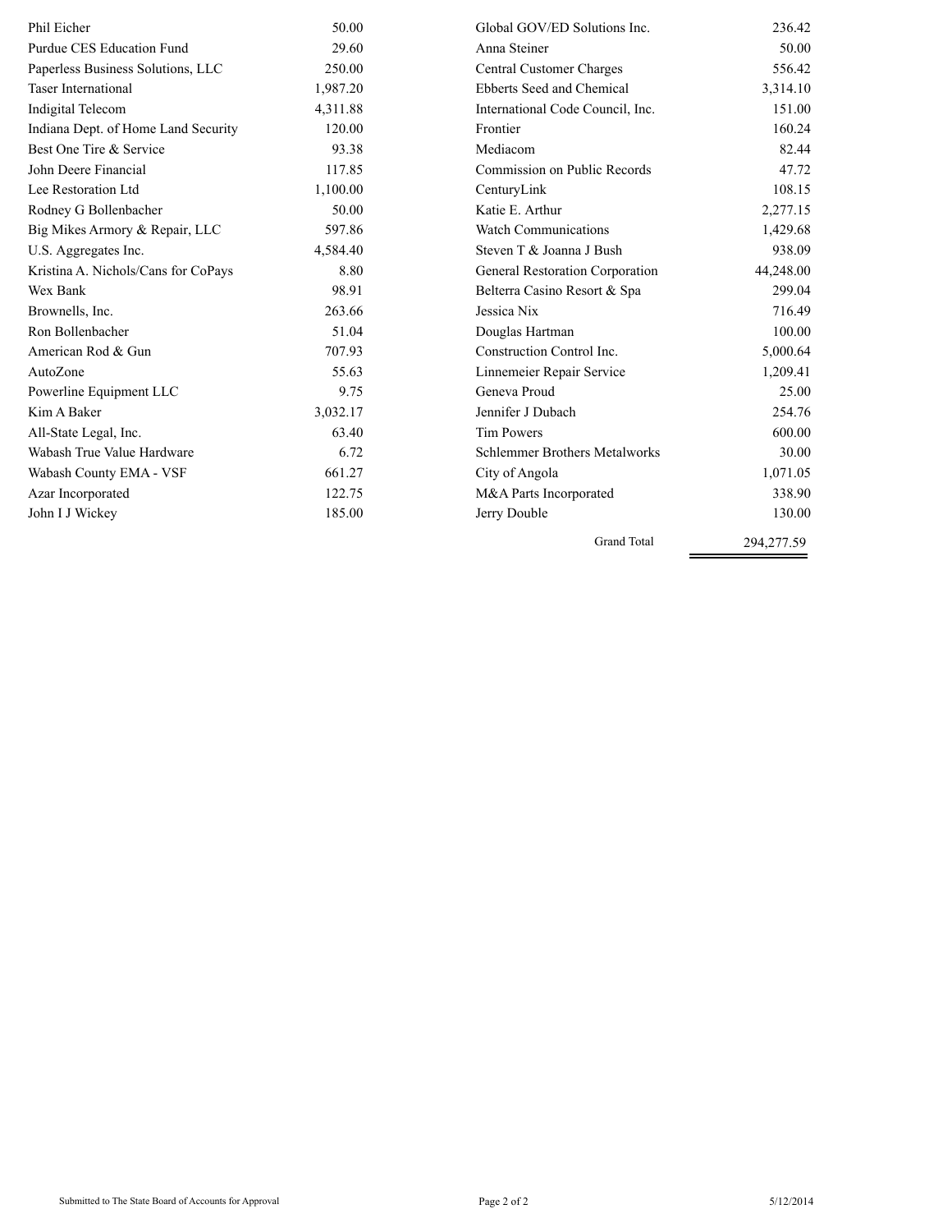| | |
|---|---|
| Phil Eicher | 50.00 |
| Purdue CES Education Fund | 29.60 |
| Paperless Business Solutions, LLC | 250.00 |
| Taser International | 1,987.20 |
| Indigital Telecom | 4,311.88 |
| Indiana Dept. of Home Land Security | 120.00 |
| Best One Tire & Service | 93.38 |
| John Deere Financial | 117.85 |
| Lee Restoration Ltd | 1,100.00 |
| Rodney G Bollenbacher | 50.00 |
| Big Mikes Armory & Repair, LLC | 597.86 |
| U.S. Aggregates Inc. | 4,584.40 |
| Kristina A. Nichols/Cans for CoPays | 8.80 |
| Wex Bank | 98.91 |
| Brownells, Inc. | 263.66 |
| Ron Bollenbacher | 51.04 |
| American Rod & Gun | 707.93 |
| AutoZone | 55.63 |
| Powerline Equipment LLC | 9.75 |
| Kim A Baker | 3,032.17 |
| All-State Legal, Inc. | 63.40 |
| Wabash True Value Hardware | 6.72 |
| Wabash County EMA - VSF | 661.27 |
| Azar Incorporated | 122.75 |
| John I J Wickey | 185.00 |
| Global GOV/ED Solutions Inc. | 236.42 |
| Anna Steiner | 50.00 |
| Central Customer Charges | 556.42 |
| Ebberts Seed and Chemical | 3,314.10 |
| International Code Council, Inc. | 151.00 |
| Frontier | 160.24 |
| Mediacom | 82.44 |
| Commission on Public Records | 47.72 |
| CenturyLink | 108.15 |
| Katie E. Arthur | 2,277.15 |
| Watch Communications | 1,429.68 |
| Steven T & Joanna J Bush | 938.09 |
| General Restoration Corporation | 44,248.00 |
| Belterra Casino Resort & Spa | 299.04 |
| Jessica Nix | 716.49 |
| Douglas Hartman | 100.00 |
| Construction Control Inc. | 5,000.64 |
| Linnemeier Repair Service | 1,209.41 |
| Geneva Proud | 25.00 |
| Jennifer J Dubach | 254.76 |
| Tim Powers | 600.00 |
| Schlemmer Brothers Metalworks | 30.00 |
| City of Angola | 1,071.05 |
| M&A Parts Incorporated | 338.90 |
| Jerry Double | 130.00 |
| Grand Total | 294,277.59 |